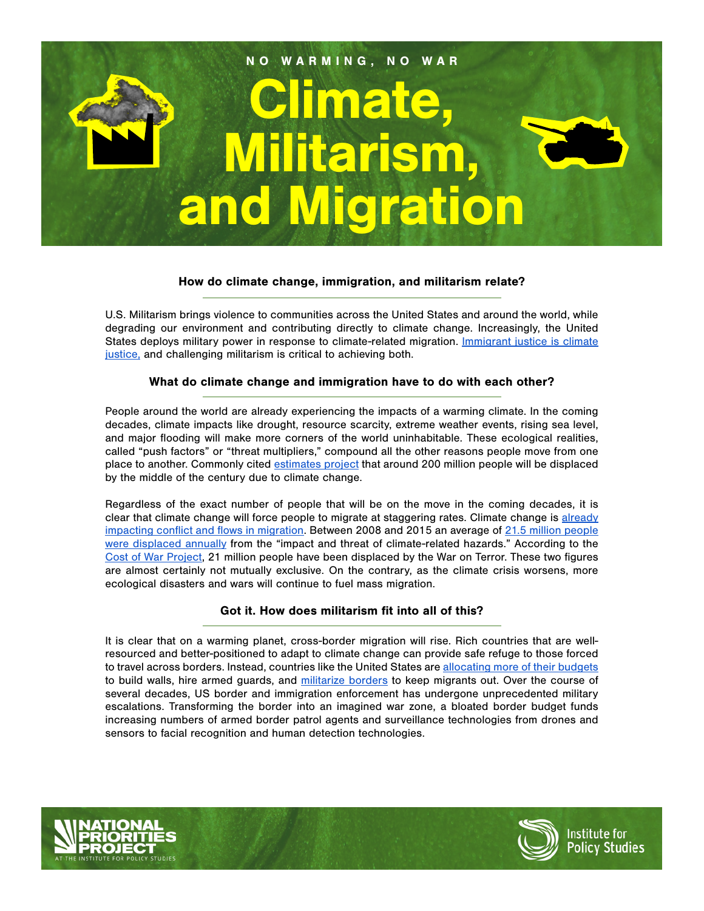NO WARMING, NO WAR

# Climate, Militarism, and Migration

### How do climate change, immigration, and militarism relate?

U.S. Militarism brings violence to communities across the United States and around the world, while degrading our environment and contributing directly to climate change. Increasingly, the United States deploys military power in response to climate-related migration. Immigrant justice is climate justice, and challenging militarism is critical to achieving both.

### What do climate change and immigration have to do with each other?

People around the world are already experiencing the impacts of a warming climate. In the coming decades, climate impacts like drought, resource scarcity, extreme weather events, rising sea level, and major flooding will make more corners of the world uninhabitable. These ecological realities, called "push factors" or "threat multipliers," compound all the other reasons people move from one place to another. Commonly cited estimates project that around 200 million people will be displaced by the middle of the century due to climate change.

Regardless of the exact number of people that will be on the move in the coming decades, it is clear that climate change will force people to migrate at staggering rates. Climate change is already impacting conflict and flows in migration. Between 2008 and 2015 an average of 21.5 million people were displaced annually from the "impact and threat of climate-related hazards." According to the Cost of War Project, 21 million people have been displaced by the War on Terror. These two figures are almost certainly not mutually exclusive. On the contrary, as the climate crisis worsens, more ecological disasters and wars will continue to fuel mass migration.

### Got it. How does militarism fit into all of this?

It is clear that on a warming planet, cross-border migration will rise. Rich countries that are well-resourced and better-positioned to adapt to climate change can provide safe refuge to those forced to travel across borders. Instead, countries like the United States are allocating more of their budgets to build walls, hire armed guards, and militarize borders to keep migrants out. Over the course of several decades, US border and immigration enforcement has undergone unprecedented military escalations. Transforming the border into an imagined war zone, a bloated border budget funds increasing numbers of armed border patrol agents and surveillance technologies from drones and sensors to facial recognition and human detection technologies.

NATIONAL PRIORITIES PROJECT AT THE INSTITUTE FOR POLICY STUDIES

Institute for Policy Studies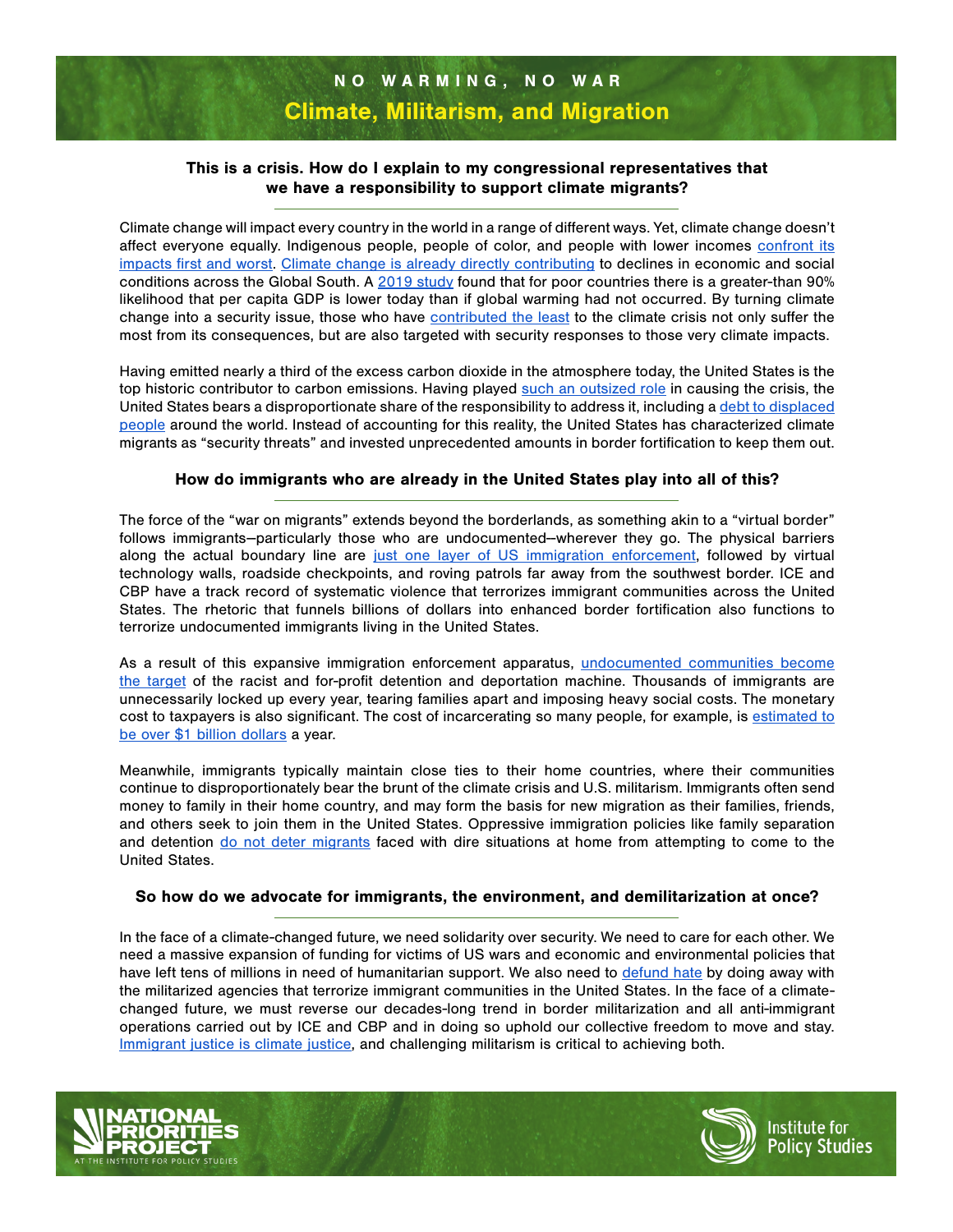# NO WARMING, NO WAR

## Climate, Militarism, and Migration

### This is a crisis. How do I explain to my congressional representatives that we have a responsibility to support climate migrants?

Climate change will impact every country in the world in a range of different ways. Yet, climate change doesn't affect everyone equally. Indigenous people, people of color, and people with lower incomes confront its impacts first and worst. Climate change is already directly contributing to declines in economic and social conditions across the Global South. A 2019 study found that for poor countries there is a greater-than 90% likelihood that per capita GDP is lower today than if global warming had not occurred. By turning climate change into a security issue, those who have contributed the least to the climate crisis not only suffer the most from its consequences, but are also targeted with security responses to those very climate impacts.

Having emitted nearly a third of the excess carbon dioxide in the atmosphere today, the United States is the top historic contributor to carbon emissions. Having played such an outsized role in causing the crisis, the United States bears a disproportionate share of the responsibility to address it, including a debt to displaced people around the world. Instead of accounting for this reality, the United States has characterized climate migrants as "security threats" and invested unprecedented amounts in border fortification to keep them out.

### How do immigrants who are already in the United States play into all of this?

The force of the "war on migrants" extends beyond the borderlands, as something akin to a "virtual border" follows immigrants—particularly those who are undocumented—wherever they go. The physical barriers along the actual boundary line are just one layer of US immigration enforcement, followed by virtual technology walls, roadside checkpoints, and roving patrols far away from the southwest border. ICE and CBP have a track record of systematic violence that terrorizes immigrant communities across the United States. The rhetoric that funnels billions of dollars into enhanced border fortification also functions to terrorize undocumented immigrants living in the United States.

As a result of this expansive immigration enforcement apparatus, undocumented communities become the target of the racist and for-profit detention and deportation machine. Thousands of immigrants are unnecessarily locked up every year, tearing families apart and imposing heavy social costs. The monetary cost to taxpayers is also significant. The cost of incarcerating so many people, for example, is estimated to be over $1 billion dollars a year.

Meanwhile, immigrants typically maintain close ties to their home countries, where their communities continue to disproportionately bear the brunt of the climate crisis and U.S. militarism. Immigrants often send money to family in their home country, and may form the basis for new migration as their families, friends, and others seek to join them in the United States. Oppressive immigration policies like family separation and detention do not deter migrants faced with dire situations at home from attempting to come to the United States.

### So how do we advocate for immigrants, the environment, and demilitarization at once?

In the face of a climate-changed future, we need solidarity over security. We need to care for each other. We need a massive expansion of funding for victims of US wars and economic and environmental policies that have left tens of millions in need of humanitarian support. We also need to defund hate by doing away with the militarized agencies that terrorize immigrant communities in the United States. In the face of a climate-changed future, we must reverse our decades-long trend in border militarization and all anti-immigrant operations carried out by ICE and CBP and in doing so uphold our collective freedom to move and stay. Immigrant justice is climate justice, and challenging militarism is critical to achieving both.

NATIONAL PRIORITIES PROJECT AT THE INSTITUTE FOR POLICY STUDIES

Institute for Policy Studies